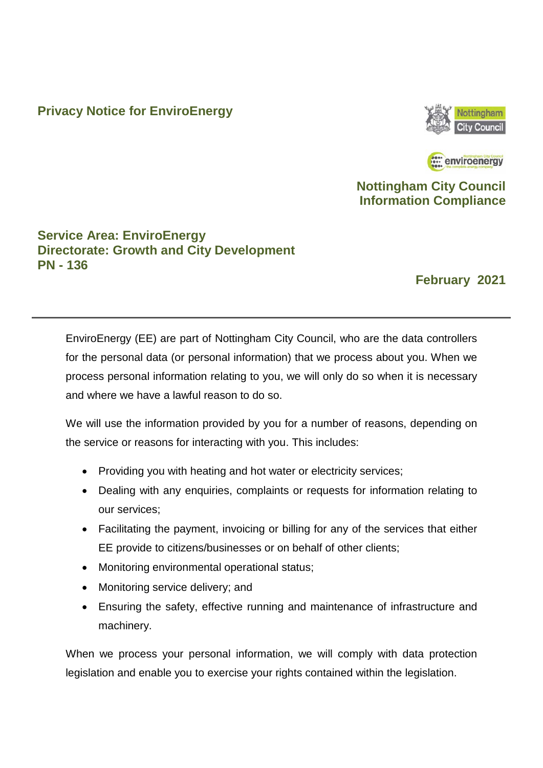# Privacy Notice for EnviroEnergy

**Nottingham City Council**
**Information Compliance**

**Service Area: EnviroEnergy**
**Directorate: Growth and City Development**
**PN - 136**

**February 2021**

---

EnviroEnergy (EE) are part of Nottingham City Council, who are the data controllers for the personal data (or personal information) that we process about you. When we process personal information relating to you, we will only do so when it is necessary and where we have a lawful reason to do so.

We will use the information provided by you for a number of reasons, depending on the service or reasons for interacting with you. This includes:

- Providing you with heating and hot water or electricity services;
- Dealing with any enquiries, complaints or requests for information relating to our services;
- Facilitating the payment, invoicing or billing for any of the services that either EE provide to citizens/businesses or on behalf of other clients;
- Monitoring environmental operational status;
- Monitoring service delivery; and
- Ensuring the safety, effective running and maintenance of infrastructure and machinery.

When we process your personal information, we will comply with data protection legislation and enable you to exercise your rights contained within the legislation.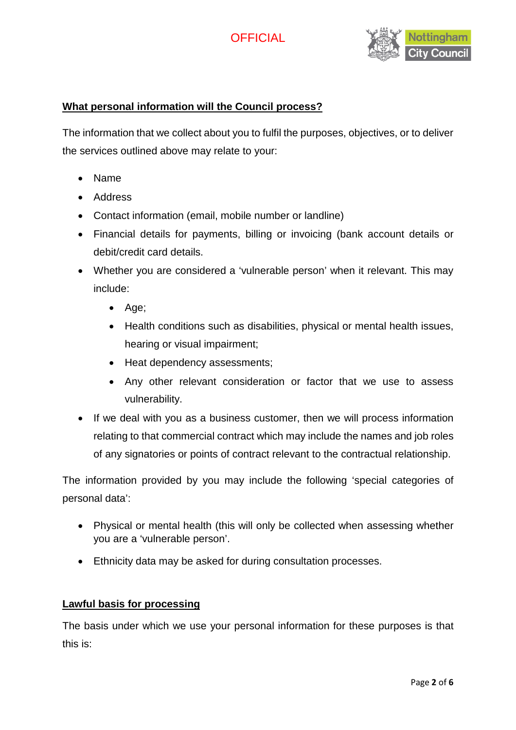**What personal information will the Council process?**

The information that we collect about you to fulfil the purposes, objectives, or to deliver the services outlined above may relate to your:

- Name
- Address
- Contact information (email, mobile number or landline)
- Financial details for payments, billing or invoicing (bank account details or debit/credit card details.
- Whether you are considered a 'vulnerable person' when it relevant. This may include:
    - Age;
    - Health conditions such as disabilities, physical or mental health issues, hearing or visual impairment;
    - Heat dependency assessments;
    - Any other relevant consideration or factor that we use to assess vulnerability.
- If we deal with you as a business customer, then we will process information relating to that commercial contract which may include the names and job roles of any signatories or points of contract relevant to the contractual relationship.

The information provided by you may include the following 'special categories of personal data':

- Physical or mental health (this will only be collected when assessing whether you are a 'vulnerable person'.
- Ethnicity data may be asked for during consultation processes.

**Lawful basis for processing**

The basis under which we use your personal information for these purposes is that this is: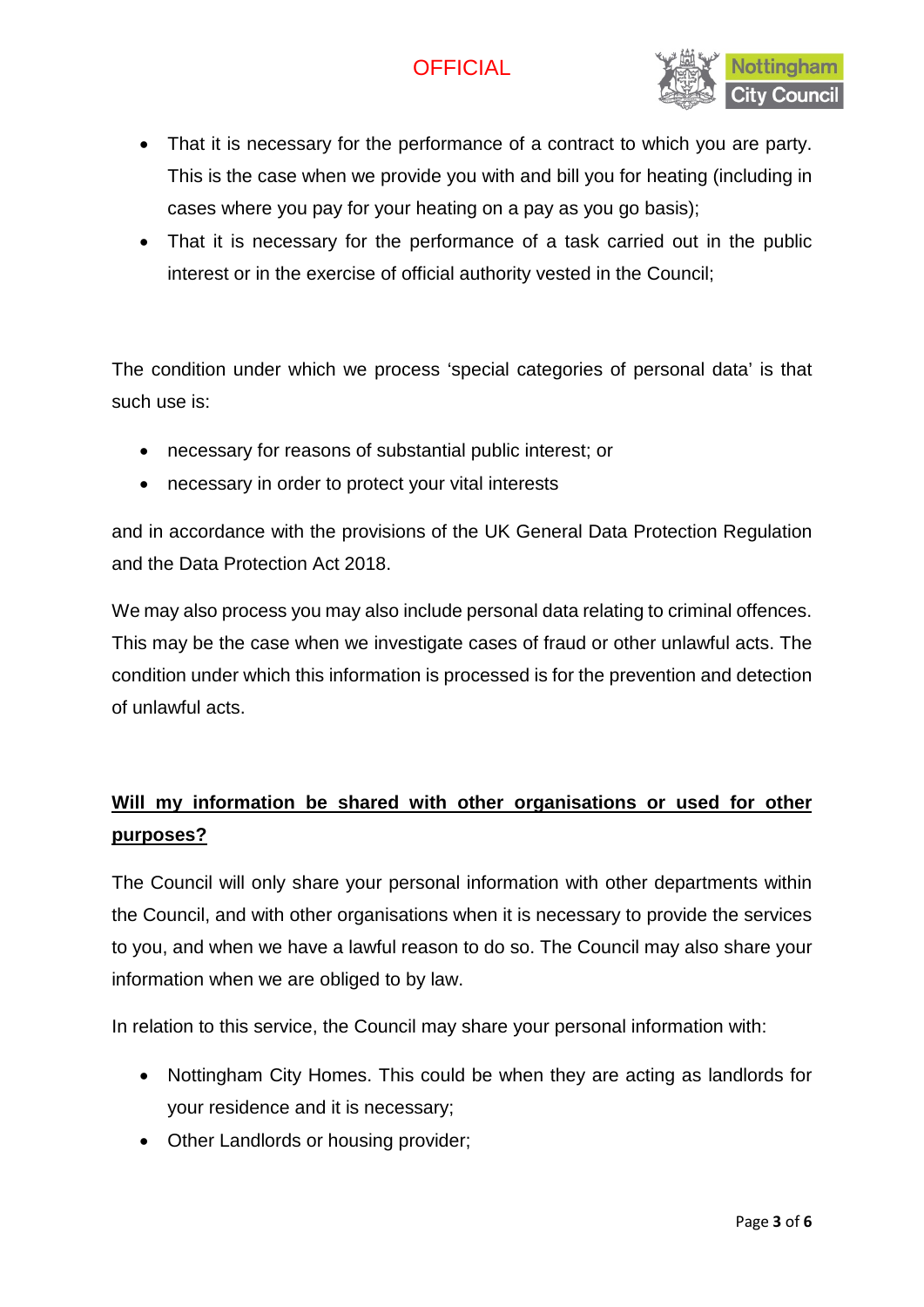- That it is necessary for the performance of a contract to which you are party. This is the case when we provide you with and bill you for heating (including in cases where you pay for your heating on a pay as you go basis);
- That it is necessary for the performance of a task carried out in the public interest or in the exercise of official authority vested in the Council;

The condition under which we process 'special categories of personal data' is that such use is:

- necessary for reasons of substantial public interest; or
- necessary in order to protect your vital interests

and in accordance with the provisions of the UK General Data Protection Regulation and the Data Protection Act 2018.

We may also process you may also include personal data relating to criminal offences. This may be the case when we investigate cases of fraud or other unlawful acts. The condition under which this information is processed is for the prevention and detection of unlawful acts.

**Will my information be shared with other organisations or used for other purposes?**

The Council will only share your personal information with other departments within the Council, and with other organisations when it is necessary to provide the services to you, and when we have a lawful reason to do so. The Council may also share your information when we are obliged to by law.

In relation to this service, the Council may share your personal information with:

- Nottingham City Homes. This could be when they are acting as landlords for your residence and it is necessary;
- Other Landlords or housing provider;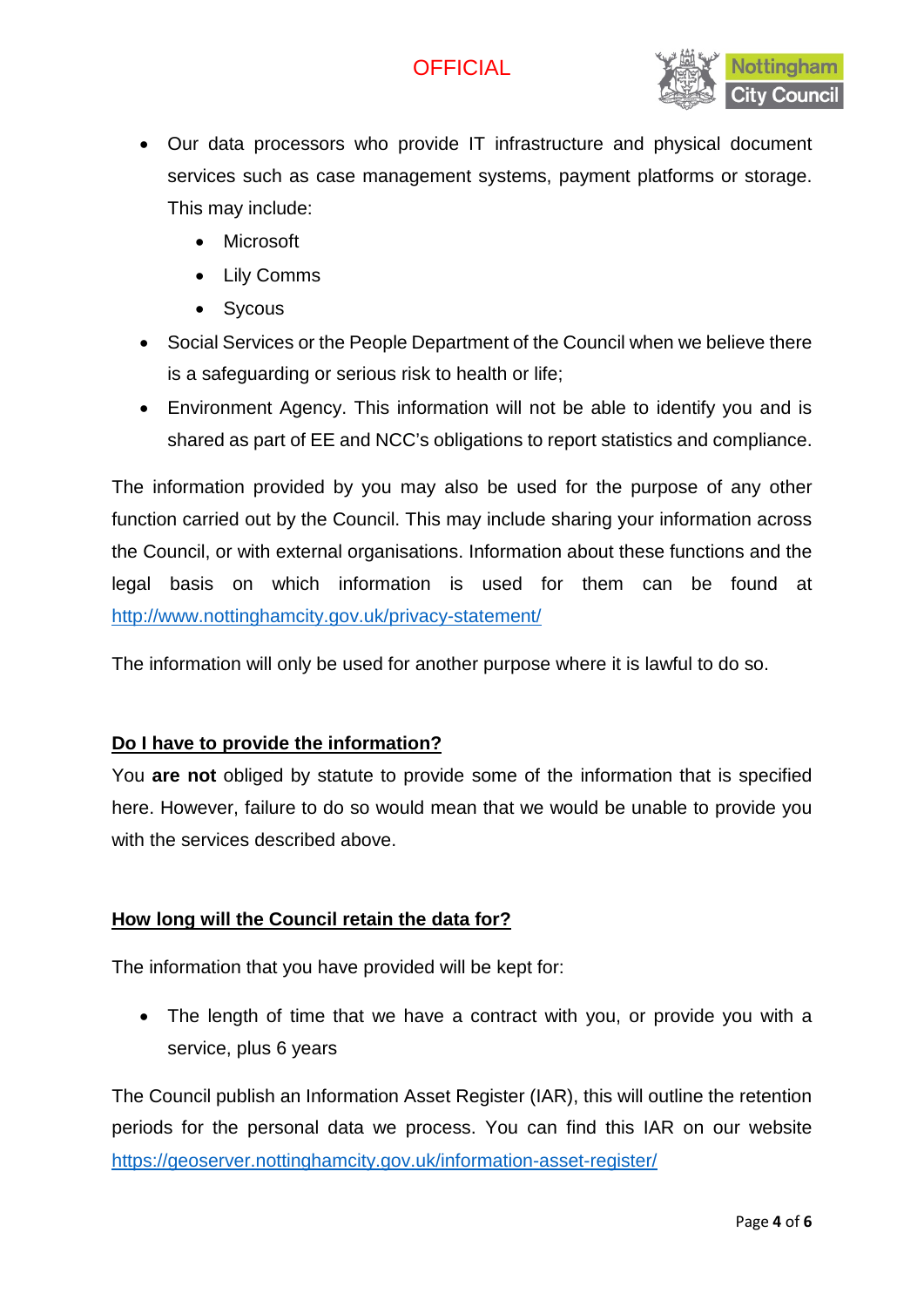- Our data processors who provide IT infrastructure and physical document services such as case management systems, payment platforms or storage. This may include:
    - Microsoft
    - Lily Comms
    - Sycous
- Social Services or the People Department of the Council when we believe there is a safeguarding or serious risk to health or life;
- Environment Agency. This information will not be able to identify you and is shared as part of EE and NCC's obligations to report statistics and compliance.

The information provided by you may also be used for the purpose of any other function carried out by the Council. This may include sharing your information across the Council, or with external organisations. Information about these functions and the legal basis on which information is used for them can be found at http://www.nottinghamcity.gov.uk/privacy-statement/

The information will only be used for another purpose where it is lawful to do so.

## Do I have to provide the information?

You **are not** obliged by statute to provide some of the information that is specified here. However, failure to do so would mean that we would be unable to provide you with the services described above.

## How long will the Council retain the data for?

The information that you have provided will be kept for:

- The length of time that we have a contract with you, or provide you with a service, plus 6 years

The Council publish an Information Asset Register (IAR), this will outline the retention periods for the personal data we process. You can find this IAR on our website https://geoserver.nottinghamcity.gov.uk/information-asset-register/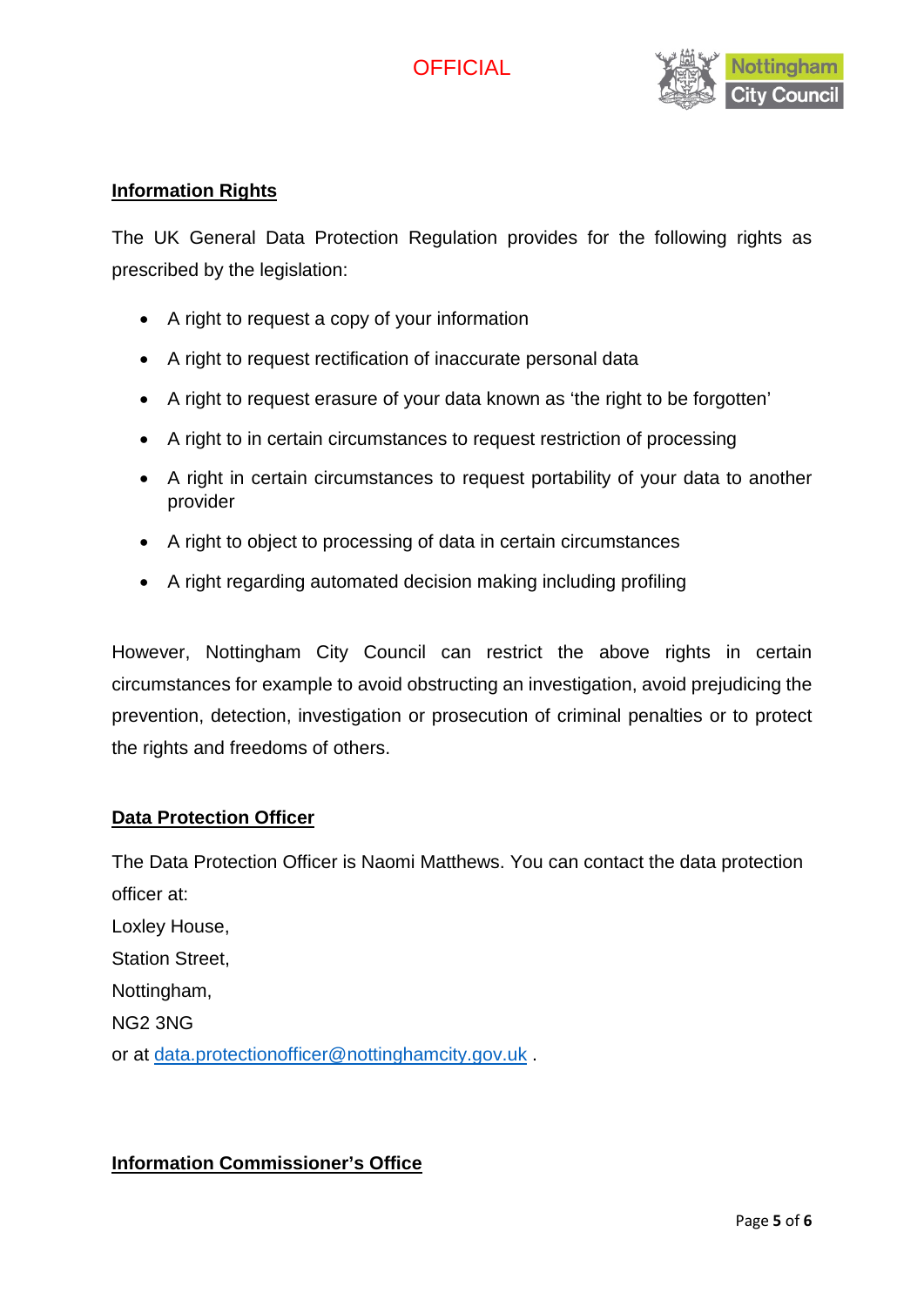## Information Rights

The UK General Data Protection Regulation provides for the following rights as prescribed by the legislation:

- A right to request a copy of your information
- A right to request rectification of inaccurate personal data
- A right to request erasure of your data known as 'the right to be forgotten'
- A right to in certain circumstances to request restriction of processing
- A right in certain circumstances to request portability of your data to another provider
- A right to object to processing of data in certain circumstances
- A right regarding automated decision making including profiling

However, Nottingham City Council can restrict the above rights in certain circumstances for example to avoid obstructing an investigation, avoid prejudicing the prevention, detection, investigation or prosecution of criminal penalties or to protect the rights and freedoms of others.

## Data Protection Officer

The Data Protection Officer is Naomi Matthews. You can contact the data protection officer at:
Loxley House,
Station Street,
Nottingham,
NG2 3NG
or at data.protectionofficer@nottinghamcity.gov.uk .

## Information Commissioner's Office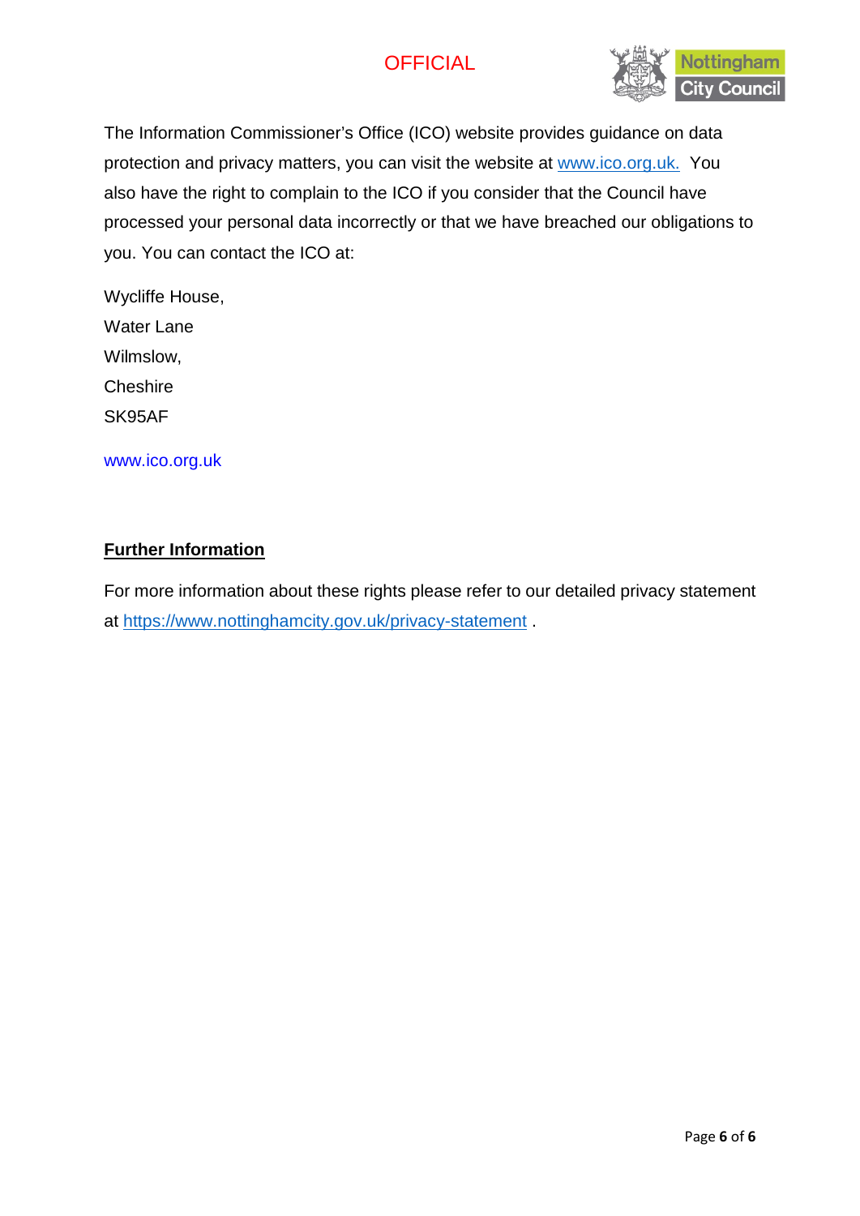The Information Commissioner's Office (ICO) website provides guidance on data protection and privacy matters, you can visit the website at www.ico.org.uk. You also have the right to complain to the ICO if you consider that the Council have processed your personal data incorrectly or that we have breached our obligations to you. You can contact the ICO at:

Wycliffe House,
Water Lane
Wilmslow,
Cheshire
SK95AF

www.ico.org.uk

## Further Information

For more information about these rights please refer to our detailed privacy statement at https://www.nottinghamcity.gov.uk/privacy-statement .